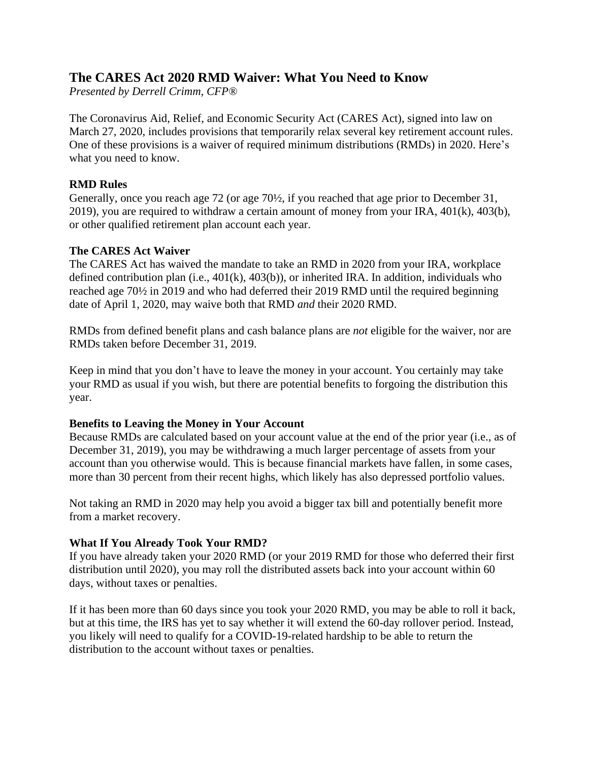# The CARES Act 2020 RMD Waiver: What You Need to Know

*Presented by Derrell Crimm, CFP®*

The Coronavirus Aid, Relief, and Economic Security Act (CARES Act), signed into law on March 27, 2020, includes provisions that temporarily relax several key retirement account rules. One of these provisions is a waiver of required minimum distributions (RMDs) in 2020. Here's what you need to know.

**RMD Rules**

Generally, once you reach age 72 (or age 70½, if you reached that age prior to December 31, 2019), you are required to withdraw a certain amount of money from your IRA, 401(k), 403(b), or other qualified retirement plan account each year.

**The CARES Act Waiver**

The CARES Act has waived the mandate to take an RMD in 2020 from your IRA, workplace defined contribution plan (i.e., 401(k), 403(b)), or inherited IRA. In addition, individuals who reached age 70½ in 2019 and who had deferred their 2019 RMD until the required beginning date of April 1, 2020, may waive both that RMD *and* their 2020 RMD.

RMDs from defined benefit plans and cash balance plans are *not* eligible for the waiver, nor are RMDs taken before December 31, 2019.

Keep in mind that you don't have to leave the money in your account. You certainly may take your RMD as usual if you wish, but there are potential benefits to forgoing the distribution this year.

**Benefits to Leaving the Money in Your Account**

Because RMDs are calculated based on your account value at the end of the prior year (i.e., as of December 31, 2019), you may be withdrawing a much larger percentage of assets from your account than you otherwise would. This is because financial markets have fallen, in some cases, more than 30 percent from their recent highs, which likely has also depressed portfolio values.

Not taking an RMD in 2020 may help you avoid a bigger tax bill and potentially benefit more from a market recovery.

**What If You Already Took Your RMD?**

If you have already taken your 2020 RMD (or your 2019 RMD for those who deferred their first distribution until 2020), you may roll the distributed assets back into your account within 60 days, without taxes or penalties.

If it has been more than 60 days since you took your 2020 RMD, you may be able to roll it back, but at this time, the IRS has yet to say whether it will extend the 60-day rollover period. Instead, you likely will need to qualify for a COVID-19-related hardship to be able to return the distribution to the account without taxes or penalties.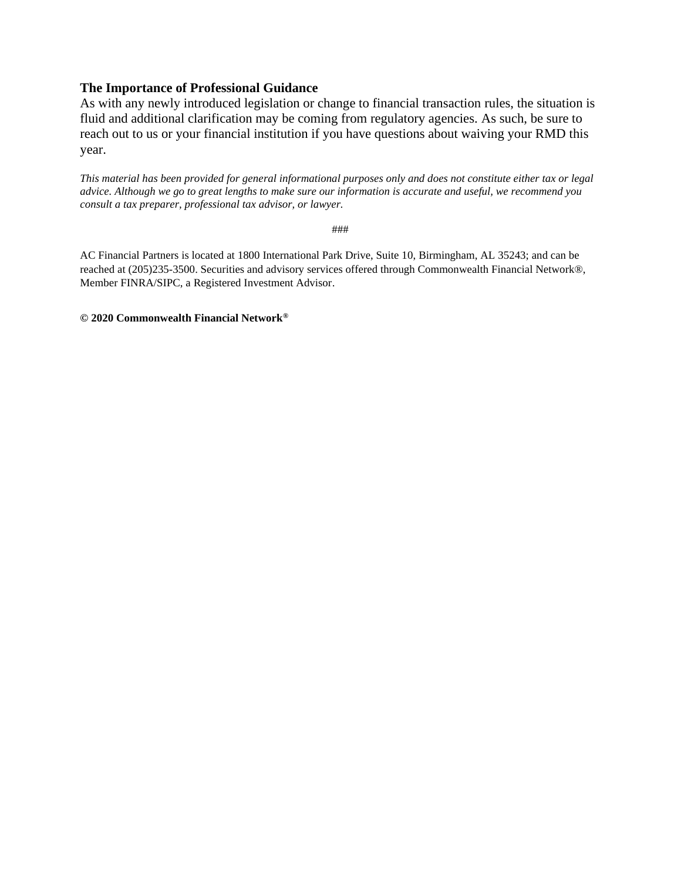**The Importance of Professional Guidance**

As with any newly introduced legislation or change to financial transaction rules, the situation is fluid and additional clarification may be coming from regulatory agencies. As such, be sure to reach out to us or your financial institution if you have questions about waiving your RMD this year.

*This material has been provided for general informational purposes only and does not constitute either tax or legal advice. Although we go to great lengths to make sure our information is accurate and useful, we recommend you consult a tax preparer, professional tax advisor, or lawyer.*

###

AC Financial Partners is located at 1800 International Park Drive, Suite 10, Birmingham, AL 35243; and can be reached at (205)235-3500. Securities and advisory services offered through Commonwealth Financial Network®, Member FINRA/SIPC, a Registered Investment Advisor.

**© 2020 Commonwealth Financial Network®**